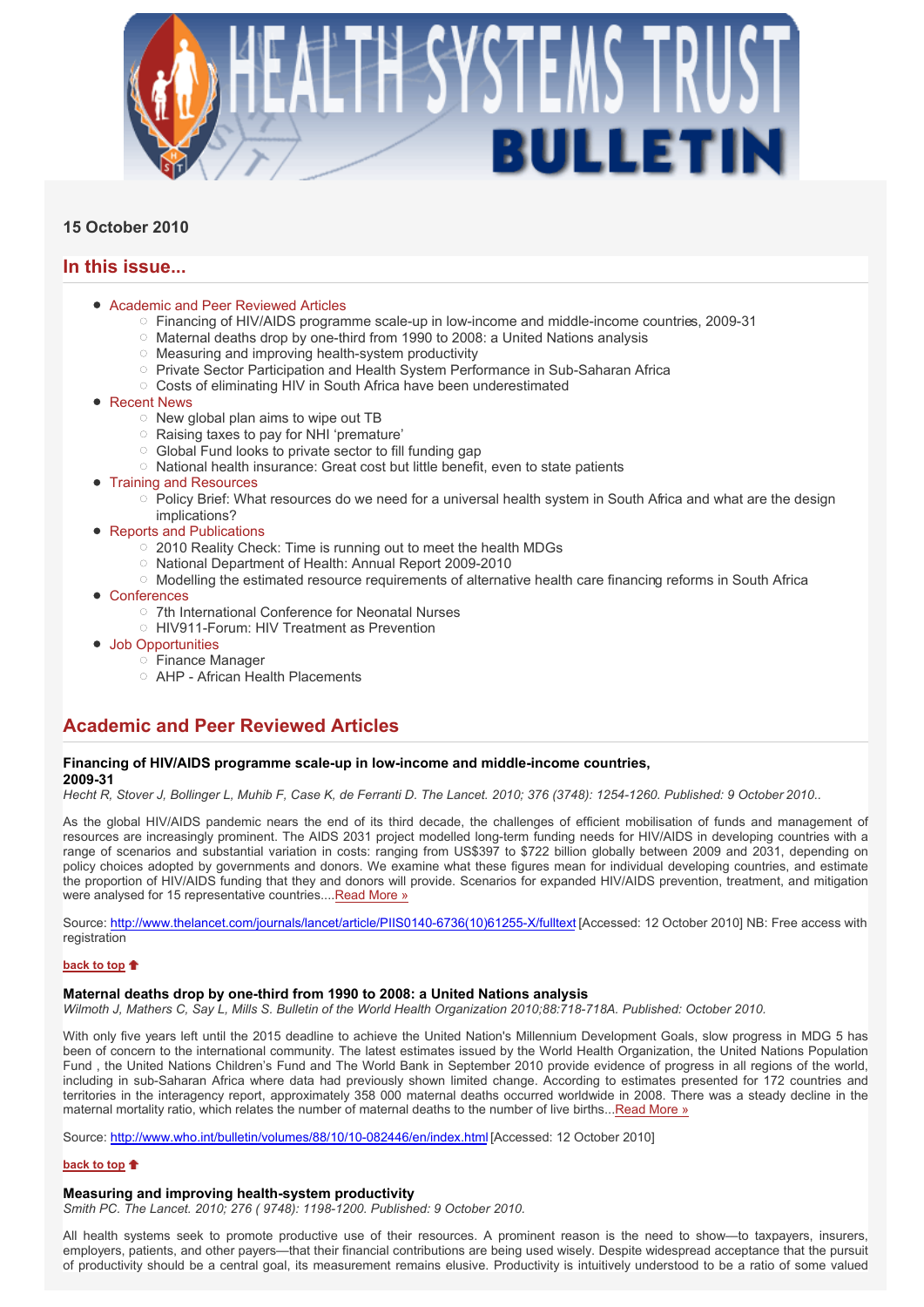# HEALTH SYSTEMS TRUST BULLETIN

**15 October 2010**

## In this issue...

- Academic and Peer Reviewed Articles
  - Financing of HIV/AIDS programme scale-up in low-income and middle-income countries, 2009-31
  - Maternal deaths drop by one-third from 1990 to 2008: a United Nations analysis
  - Measuring and improving health-system productivity
  - Private Sector Participation and Health System Performance in Sub-Saharan Africa
  - Costs of eliminating HIV in South Africa have been underestimated
- Recent News
  - New global plan aims to wipe out TB
  - Raising taxes to pay for NHI 'premature'
  - Global Fund looks to private sector to fill funding gap
  - National health insurance: Great cost but little benefit, even to state patients
- Training and Resources
  - Policy Brief: What resources do we need for a universal health system in South Africa and what are the design implications?
- Reports and Publications
  - 2010 Reality Check: Time is running out to meet the health MDGs
  - National Department of Health: Annual Report 2009-2010
  - Modelling the estimated resource requirements of alternative health care financing reforms in South Africa
- Conferences
  - 7th International Conference for Neonatal Nurses
  - HIV911-Forum: HIV Treatment as Prevention
- Job Opportunities
  - Finance Manager
  - AHP - African Health Placements

## Academic and Peer Reviewed Articles

### Financing of HIV/AIDS programme scale-up in low-income and middle-income countries, 2009-31

*Hecht R, Stover J, Bollinger L, Muhib F, Case K, de Ferranti D. The Lancet. 2010; 376 (3748): 1254-1260. Published: 9 October 2010..*

As the global HIV/AIDS pandemic nears the end of its third decade, the challenges of efficient mobilisation of funds and management of resources are increasingly prominent. The AIDS 2031 project modelled long-term funding needs for HIV/AIDS in developing countries with a range of scenarios and substantial variation in costs: ranging from US$397 to $722 billion globally between 2009 and 2031, depending on policy choices adopted by governments and donors. We examine what these figures mean for individual developing countries, and estimate the proportion of HIV/AIDS funding that they and donors will provide. Scenarios for expanded HIV/AIDS prevention, treatment, and mitigation were analysed for 15 representative countries....Read More »

Source: http://www.thelancet.com/journals/lancet/article/PIIS0140-6736(10)61255-X/fulltext [Accessed: 12 October 2010] NB: Free access with registration

back to top

### Maternal deaths drop by one-third from 1990 to 2008: a United Nations analysis

*Wilmoth J, Mathers C, Say L, Mills S. Bulletin of the World Health Organization 2010;88:718-718A. Published: October 2010.*

With only five years left until the 2015 deadline to achieve the United Nation's Millennium Development Goals, slow progress in MDG 5 has been of concern to the international community. The latest estimates issued by the World Health Organization, the United Nations Population Fund , the United Nations Children's Fund and The World Bank in September 2010 provide evidence of progress in all regions of the world, including in sub-Saharan Africa where data had previously shown limited change. According to estimates presented for 172 countries and territories in the interagency report, approximately 358 000 maternal deaths occurred worldwide in 2008. There was a steady decline in the maternal mortality ratio, which relates the number of maternal deaths to the number of live births...Read More »

Source: http://www.who.int/bulletin/volumes/88/10/10-082446/en/index.html [Accessed: 12 October 2010]

back to top

### Measuring and improving health-system productivity

*Smith PC. The Lancet. 2010; 276 ( 9748): 1198-1200. Published: 9 October 2010.*

All health systems seek to promote productive use of their resources. A prominent reason is the need to show—to taxpayers, insurers, employers, patients, and other payers—that their financial contributions are being used wisely. Despite widespread acceptance that the pursuit of productivity should be a central goal, its measurement remains elusive. Productivity is intuitively understood to be a ratio of some valued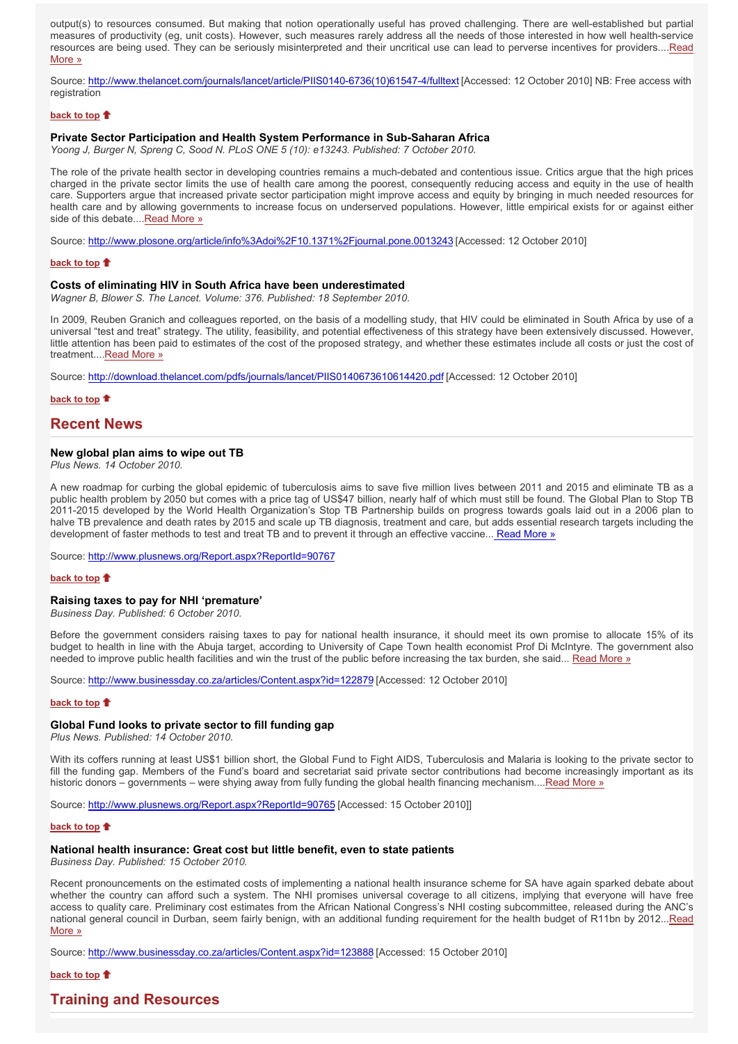output(s) to resources consumed. But making that notion operationally useful has proved challenging. There are well-established but partial measures of productivity (eg, unit costs). However, such measures rarely address all the needs of those interested in how well health-service resources are being used. They can be seriously misinterpreted and their uncritical use can lead to perverse incentives for providers....Read More »

Source: http://www.thelancet.com/journals/lancet/article/PIIS0140-6736(10)61547-4/fulltext [Accessed: 12 October 2010] NB: Free access with registration

back to top

### Private Sector Participation and Health System Performance in Sub-Saharan Africa

*Yoong J, Burger N, Spreng C, Sood N. PLoS ONE 5 (10): e13243. Published: 7 October 2010.*

The role of the private health sector in developing countries remains a much-debated and contentious issue. Critics argue that the high prices charged in the private sector limits the use of health care among the poorest, consequently reducing access and equity in the use of health care. Supporters argue that increased private sector participation might improve access and equity by bringing in much needed resources for health care and by allowing governments to increase focus on underserved populations. However, little empirical exists for or against either side of this debate....Read More »

Source: http://www.plosone.org/article/info%3Adoi%2F10.1371%2Fjournal.pone.0013243 [Accessed: 12 October 2010]

back to top

### Costs of eliminating HIV in South Africa have been underestimated

*Wagner B, Blower S. The Lancet. Volume: 376. Published: 18 September 2010.*

In 2009, Reuben Granich and colleagues reported, on the basis of a modelling study, that HIV could be eliminated in South Africa by use of a universal "test and treat" strategy. The utility, feasibility, and potential effectiveness of this strategy have been extensively discussed. However, little attention has been paid to estimates of the cost of the proposed strategy, and whether these estimates include all costs or just the cost of treatment....Read More »

Source: http://download.thelancet.com/pdfs/journals/lancet/PIIS0140673610614420.pdf [Accessed: 12 October 2010]

back to top

## Recent News

### New global plan aims to wipe out TB

*Plus News. 14 October 2010.*

A new roadmap for curbing the global epidemic of tuberculosis aims to save five million lives between 2011 and 2015 and eliminate TB as a public health problem by 2050 but comes with a price tag of US$47 billion, nearly half of which must still be found. The Global Plan to Stop TB 2011-2015 developed by the World Health Organization's Stop TB Partnership builds on progress towards goals laid out in a 2006 plan to halve TB prevalence and death rates by 2015 and scale up TB diagnosis, treatment and care, but adds essential research targets including the development of faster methods to test and treat TB and to prevent it through an effective vaccine... Read More »

Source: http://www.plusnews.org/Report.aspx?ReportId=90767

back to top

### Raising taxes to pay for NHI 'premature'

*Business Day. Published: 6 October 2010.*

Before the government considers raising taxes to pay for national health insurance, it should meet its own promise to allocate 15% of its budget to health in line with the Abuja target, according to University of Cape Town health economist Prof Di McIntyre. The government also needed to improve public health facilities and win the trust of the public before increasing the tax burden, she said... Read More »

Source: http://www.businessday.co.za/articles/Content.aspx?id=122879 [Accessed: 12 October 2010]

back to top

### Global Fund looks to private sector to fill funding gap

*Plus News. Published: 14 October 2010.*

With its coffers running at least US$1 billion short, the Global Fund to Fight AIDS, Tuberculosis and Malaria is looking to the private sector to fill the funding gap. Members of the Fund's board and secretariat said private sector contributions had become increasingly important as its historic donors – governments – were shying away from fully funding the global health financing mechanism....Read More »

Source: http://www.plusnews.org/Report.aspx?ReportId=90765 [Accessed: 15 October 2010]]

back to top

### National health insurance: Great cost but little benefit, even to state patients

*Business Day. Published: 15 October 2010.*

Recent pronouncements on the estimated costs of implementing a national health insurance scheme for SA have again sparked debate about whether the country can afford such a system. The NHI promises universal coverage to all citizens, implying that everyone will have free access to quality care. Preliminary cost estimates from the African National Congress's NHI costing subcommittee, released during the ANC's national general council in Durban, seem fairly benign, with an additional funding requirement for the health budget of R11bn by 2012...Read More »

Source: http://www.businessday.co.za/articles/Content.aspx?id=123888 [Accessed: 15 October 2010]

back to top

## Training and Resources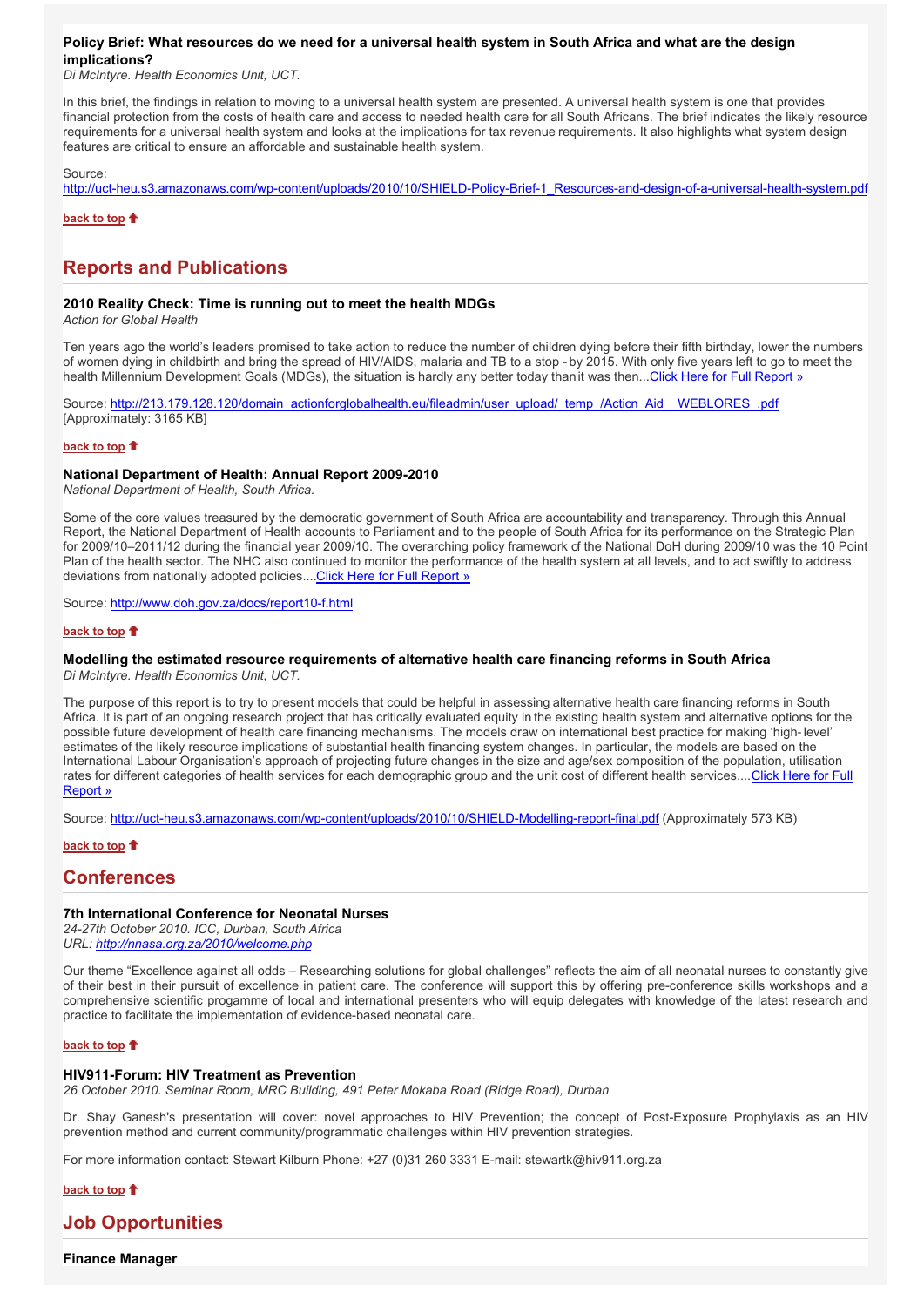**Policy Brief: What resources do we need for a universal health system in South Africa and what are the design implications?**
*Di McIntyre. Health Economics Unit, UCT.*

In this brief, the findings in relation to moving to a universal health system are presented. A universal health system is one that provides financial protection from the costs of health care and access to needed health care for all South Africans. The brief indicates the likely resource requirements for a universal health system and looks at the implications for tax revenue requirements. It also highlights what system design features are critical to ensure an affordable and sustainable health system.

Source:
http://uct-heu.s3.amazonaws.com/wp-content/uploads/2010/10/SHIELD-Policy-Brief-1_Resources-and-design-of-a-universal-health-system.pdf

**back to top**

## Reports and Publications

**2010 Reality Check: Time is running out to meet the health MDGs**
*Action for Global Health*

Ten years ago the world's leaders promised to take action to reduce the number of children dying before their fifth birthday, lower the numbers of women dying in childbirth and bring the spread of HIV/AIDS, malaria and TB to a stop - by 2015. With only five years left to go to meet the health Millennium Development Goals (MDGs), the situation is hardly any better today than it was then...Click Here for Full Report »

Source: http://213.179.128.120/domain_actionforglobalhealth.eu/fileadmin/user_upload/_temp_/Action_Aid__WEBLORES_.pdf
[Approximately: 3165 KB]

**back to top**

**National Department of Health: Annual Report 2009-2010**
*National Department of Health, South Africa.*

Some of the core values treasured by the democratic government of South Africa are accountability and transparency. Through this Annual Report, the National Department of Health accounts to Parliament and to the people of South Africa for its performance on the Strategic Plan for 2009/10–2011/12 during the financial year 2009/10. The overarching policy framework of the National DoH during 2009/10 was the 10 Point Plan of the health sector. The NHC also continued to monitor the performance of the health system at all levels, and to act swiftly to address deviations from nationally adopted policies....Click Here for Full Report »

Source: http://www.doh.gov.za/docs/report10-f.html

**back to top**

**Modelling the estimated resource requirements of alternative health care financing reforms in South Africa**
*Di McIntyre. Health Economics Unit, UCT.*

The purpose of this report is to try to present models that could be helpful in assessing alternative health care financing reforms in South Africa. It is part of an ongoing research project that has critically evaluated equity in the existing health system and alternative options for the possible future development of health care financing mechanisms. The models draw on international best practice for making 'high- level' estimates of the likely resource implications of substantial health financing system changes. In particular, the models are based on the International Labour Organisation's approach of projecting future changes in the size and age/sex composition of the population, utilisation rates for different categories of health services for each demographic group and the unit cost of different health services....Click Here for Full Report »

Source: http://uct-heu.s3.amazonaws.com/wp-content/uploads/2010/10/SHIELD-Modelling-report-final.pdf (Approximately 573 KB)

**back to top**

## Conferences

**7th International Conference for Neonatal Nurses**
*24-27th October 2010. ICC, Durban, South Africa*
*URL: http://nnasa.org.za/2010/welcome.php*

Our theme "Excellence against all odds – Researching solutions for global challenges" reflects the aim of all neonatal nurses to constantly give of their best in their pursuit of excellence in patient care. The conference will support this by offering pre-conference skills workshops and a comprehensive scientific progamme of local and international presenters who will equip delegates with knowledge of the latest research and practice to facilitate the implementation of evidence-based neonatal care.

**back to top**

**HIV911-Forum: HIV Treatment as Prevention**
*26 October 2010. Seminar Room, MRC Building, 491 Peter Mokaba Road (Ridge Road), Durban*

Dr. Shay Ganesh's presentation will cover: novel approaches to HIV Prevention; the concept of Post-Exposure Prophylaxis as an HIV prevention method and current community/programmatic challenges within HIV prevention strategies.

For more information contact: Stewart Kilburn Phone: +27 (0)31 260 3331 E-mail: stewartk@hiv911.org.za

**back to top**

## Job Opportunities

**Finance Manager**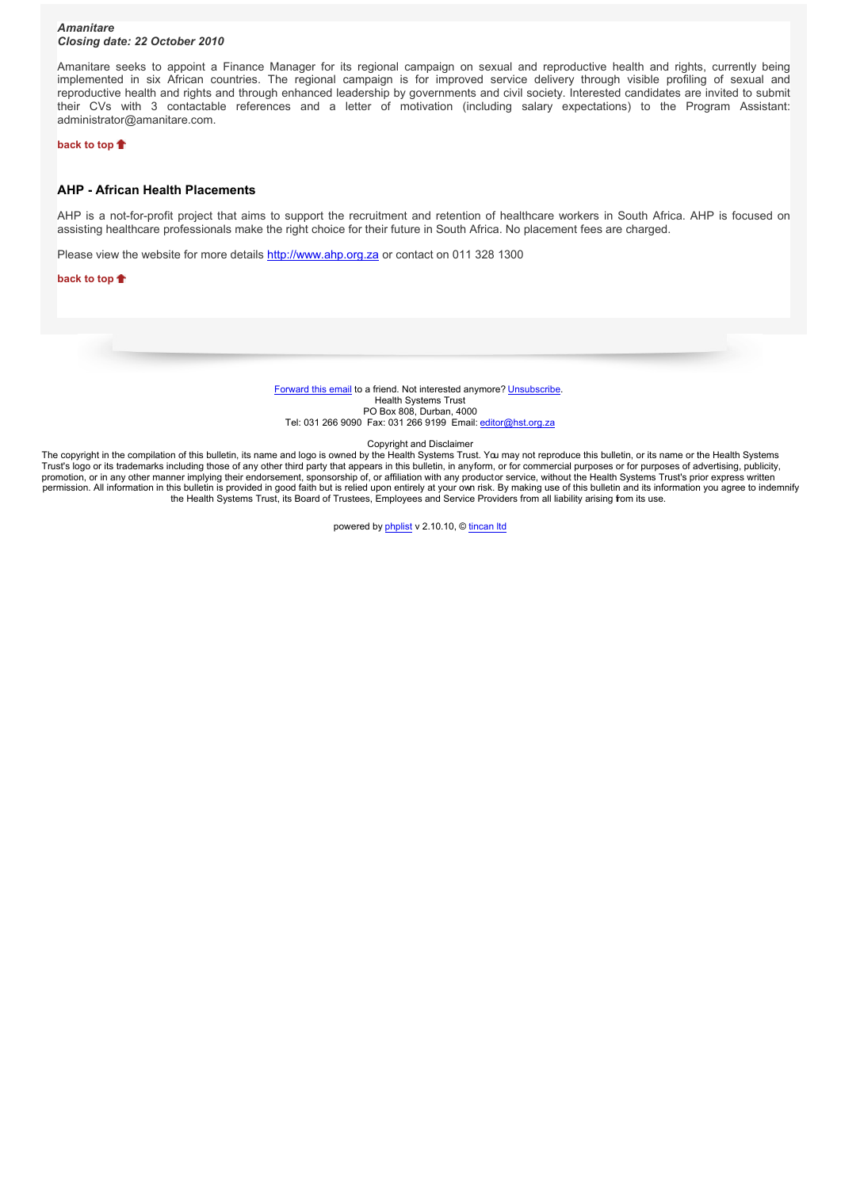*Amanitare*
***Closing date: 22 October 2010***

Amanitare seeks to appoint a Finance Manager for its regional campaign on sexual and reproductive health and rights, currently being implemented in six African countries. The regional campaign is for improved service delivery through visible profiling of sexual and reproductive health and rights and through enhanced leadership by governments and civil society. Interested candidates are invited to submit their CVs with 3 contactable references and a letter of motivation (including salary expectations) to the Program Assistant: administrator@amanitare.com.

**back to top**

### AHP - African Health Placements

AHP is a not-for-profit project that aims to support the recruitment and retention of healthcare workers in South Africa. AHP is focused on assisting healthcare professionals make the right choice for their future in South Africa. No placement fees are charged.

Please view the website for more details http://www.ahp.org.za or contact on 011 328 1300

**back to top**

Forward this email to a friend. Not interested anymore? Unsubscribe.
Health Systems Trust
PO Box 808, Durban, 4000
Tel: 031 266 9090 Fax: 031 266 9199 Email: editor@hst.org.za

Copyright and Disclaimer

The copyright in the compilation of this bulletin, its name and logo is owned by the Health Systems Trust. You may not reproduce this bulletin, or its name or the Health Systems Trust's logo or its trademarks including those of any other third party that appears in this bulletin, in any form, or for commercial purposes or for purposes of advertising, publicity, promotion, or in any other manner implying their endorsement, sponsorship of, or affiliation with any product or service, without the Health Systems Trust's prior express written permission. All information in this bulletin is provided in good faith but is relied upon entirely at your own risk. By making use of this bulletin and its information you agree to indemnify the Health Systems Trust, its Board of Trustees, Employees and Service Providers from all liability arising from its use.

powered by phplist v 2.10.10, © tincan ltd